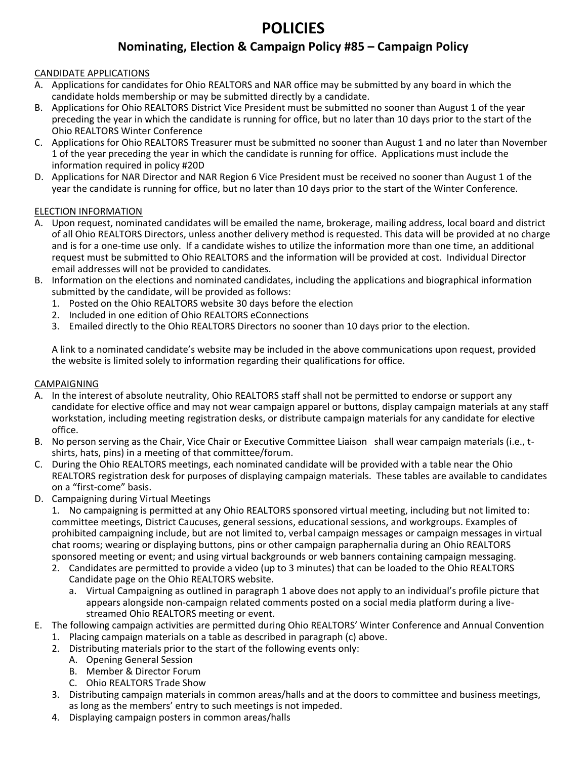# POLICIES

## Nominating, Election & Campaign Policy #85 – Campaign Policy

CANDIDATE APPLICATIONS

A. Applications for candidates for Ohio REALTORS and NAR office may be submitted by any board in which the candidate holds membership or may be submitted directly by a candidate.

B. Applications for Ohio REALTORS District Vice President must be submitted no sooner than August 1 of the year preceding the year in which the candidate is running for office, but no later than 10 days prior to the start of the Ohio REALTORS Winter Conference

C. Applications for Ohio REALTORS Treasurer must be submitted no sooner than August 1 and no later than November 1 of the year preceding the year in which the candidate is running for office. Applications must include the information required in policy #20D

D. Applications for NAR Director and NAR Region 6 Vice President must be received no sooner than August 1 of the year the candidate is running for office, but no later than 10 days prior to the start of the Winter Conference.

ELECTION INFORMATION

A. Upon request, nominated candidates will be emailed the name, brokerage, mailing address, local board and district of all Ohio REALTORS Directors, unless another delivery method is requested. This data will be provided at no charge and is for a one-time use only. If a candidate wishes to utilize the information more than one time, an additional request must be submitted to Ohio REALTORS and the information will be provided at cost. Individual Director email addresses will not be provided to candidates.

B. Information on the elections and nominated candidates, including the applications and biographical information submitted by the candidate, will be provided as follows:
   1. Posted on the Ohio REALTORS website 30 days before the election
   2. Included in one edition of Ohio REALTORS eConnections
   3. Emailed directly to the Ohio REALTORS Directors no sooner than 10 days prior to the election.

   A link to a nominated candidate's website may be included in the above communications upon request, provided the website is limited solely to information regarding their qualifications for office.

CAMPAIGNING

A. In the interest of absolute neutrality, Ohio REALTORS staff shall not be permitted to endorse or support any candidate for elective office and may not wear campaign apparel or buttons, display campaign materials at any staff workstation, including meeting registration desks, or distribute campaign materials for any candidate for elective office.

B. No person serving as the Chair, Vice Chair or Executive Committee Liaison shall wear campaign materials (i.e., t-shirts, hats, pins) in a meeting of that committee/forum.

C. During the Ohio REALTORS meetings, each nominated candidate will be provided with a table near the Ohio REALTORS registration desk for purposes of displaying campaign materials. These tables are available to candidates on a "first-come" basis.

D. Campaigning during Virtual Meetings
   1. No campaigning is permitted at any Ohio REALTORS sponsored virtual meeting, including but not limited to: committee meetings, District Caucuses, general sessions, educational sessions, and workgroups. Examples of prohibited campaigning include, but are not limited to, verbal campaign messages or campaign messages in virtual chat rooms; wearing or displaying buttons, pins or other campaign paraphernalia during an Ohio REALTORS sponsored meeting or event; and using virtual backgrounds or web banners containing campaign messaging.
   2. Candidates are permitted to provide a video (up to 3 minutes) that can be loaded to the Ohio REALTORS Candidate page on the Ohio REALTORS website.
      a. Virtual Campaigning as outlined in paragraph 1 above does not apply to an individual's profile picture that appears alongside non-campaign related comments posted on a social media platform during a live-streamed Ohio REALTORS meeting or event.

E. The following campaign activities are permitted during Ohio REALTORS' Winter Conference and Annual Convention
   1. Placing campaign materials on a table as described in paragraph (c) above.
   2. Distributing materials prior to the start of the following events only:
      A. Opening General Session
      B. Member & Director Forum
      C. Ohio REALTORS Trade Show
   3. Distributing campaign materials in common areas/halls and at the doors to committee and business meetings, as long as the members' entry to such meetings is not impeded.
   4. Displaying campaign posters in common areas/halls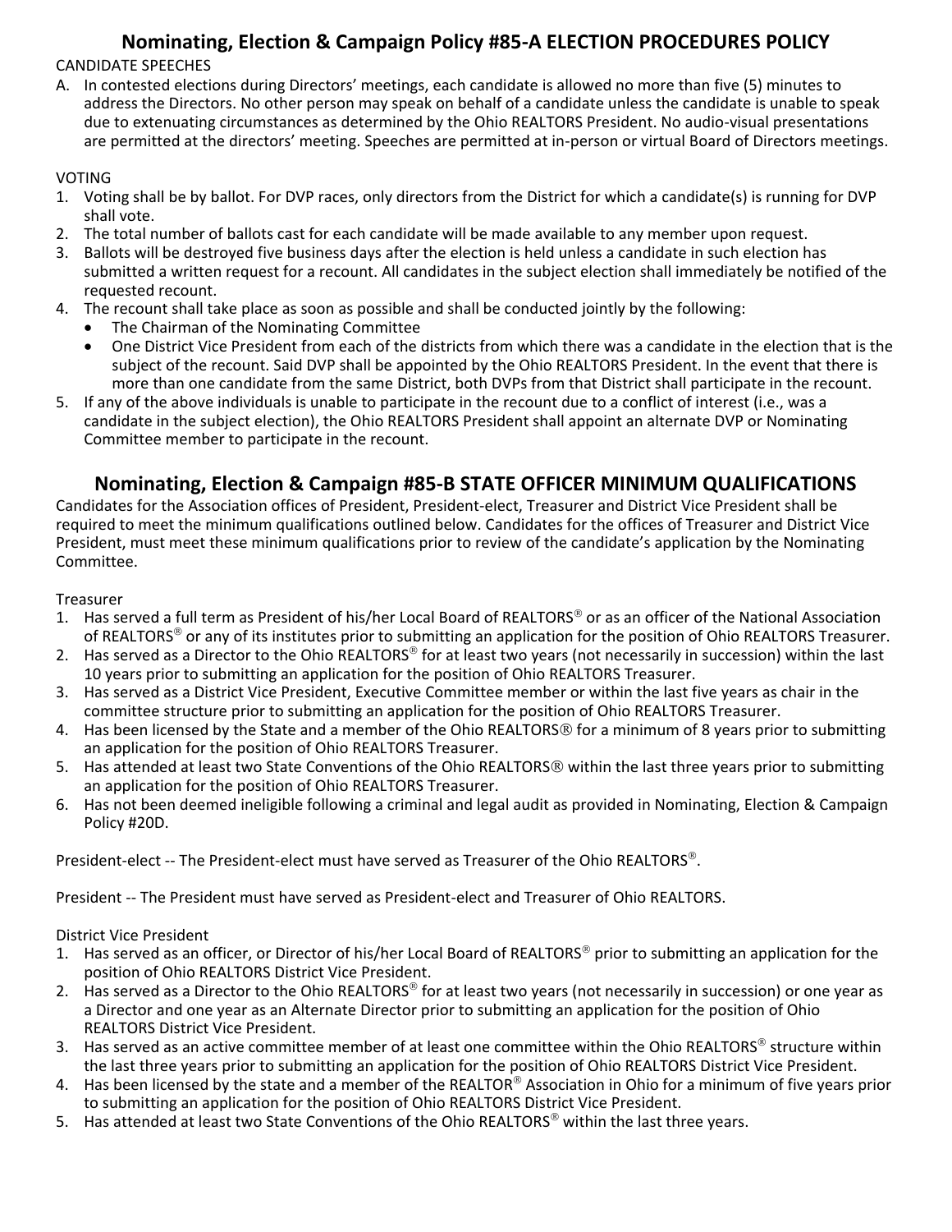## Nominating, Election & Campaign Policy #85-A ELECTION PROCEDURES POLICY

CANDIDATE SPEECHES

A. In contested elections during Directors' meetings, each candidate is allowed no more than five (5) minutes to address the Directors. No other person may speak on behalf of a candidate unless the candidate is unable to speak due to extenuating circumstances as determined by the Ohio REALTORS President. No audio-visual presentations are permitted at the directors' meeting. Speeches are permitted at in-person or virtual Board of Directors meetings.

VOTING

1. Voting shall be by ballot. For DVP races, only directors from the District for which a candidate(s) is running for DVP shall vote.
2. The total number of ballots cast for each candidate will be made available to any member upon request.
3. Ballots will be destroyed five business days after the election is held unless a candidate in such election has submitted a written request for a recount. All candidates in the subject election shall immediately be notified of the requested recount.
4. The recount shall take place as soon as possible and shall be conducted jointly by the following:
   - The Chairman of the Nominating Committee
   - One District Vice President from each of the districts from which there was a candidate in the election that is the subject of the recount. Said DVP shall be appointed by the Ohio REALTORS President. In the event that there is more than one candidate from the same District, both DVPs from that District shall participate in the recount.
5. If any of the above individuals is unable to participate in the recount due to a conflict of interest (i.e., was a candidate in the subject election), the Ohio REALTORS President shall appoint an alternate DVP or Nominating Committee member to participate in the recount.

## Nominating, Election & Campaign #85-B STATE OFFICER MINIMUM QUALIFICATIONS

Candidates for the Association offices of President, President-elect, Treasurer and District Vice President shall be required to meet the minimum qualifications outlined below. Candidates for the offices of Treasurer and District Vice President, must meet these minimum qualifications prior to review of the candidate's application by the Nominating Committee.

Treasurer

1. Has served a full term as President of his/her Local Board of REALTORS® or as an officer of the National Association of REALTORS® or any of its institutes prior to submitting an application for the position of Ohio REALTORS Treasurer.
2. Has served as a Director to the Ohio REALTORS® for at least two years (not necessarily in succession) within the last 10 years prior to submitting an application for the position of Ohio REALTORS Treasurer.
3. Has served as a District Vice President, Executive Committee member or within the last five years as chair in the committee structure prior to submitting an application for the position of Ohio REALTORS Treasurer.
4. Has been licensed by the State and a member of the Ohio REALTORS® for a minimum of 8 years prior to submitting an application for the position of Ohio REALTORS Treasurer.
5. Has attended at least two State Conventions of the Ohio REALTORS® within the last three years prior to submitting an application for the position of Ohio REALTORS Treasurer.
6. Has not been deemed ineligible following a criminal and legal audit as provided in Nominating, Election & Campaign Policy #20D.

President-elect -- The President-elect must have served as Treasurer of the Ohio REALTORS®.

President -- The President must have served as President-elect and Treasurer of Ohio REALTORS.

District Vice President

1. Has served as an officer, or Director of his/her Local Board of REALTORS® prior to submitting an application for the position of Ohio REALTORS District Vice President.
2. Has served as a Director to the Ohio REALTORS® for at least two years (not necessarily in succession) or one year as a Director and one year as an Alternate Director prior to submitting an application for the position of Ohio REALTORS District Vice President.
3. Has served as an active committee member of at least one committee within the Ohio REALTORS® structure within the last three years prior to submitting an application for the position of Ohio REALTORS District Vice President.
4. Has been licensed by the state and a member of the REALTOR® Association in Ohio for a minimum of five years prior to submitting an application for the position of Ohio REALTORS District Vice President.
5. Has attended at least two State Conventions of the Ohio REALTORS® within the last three years.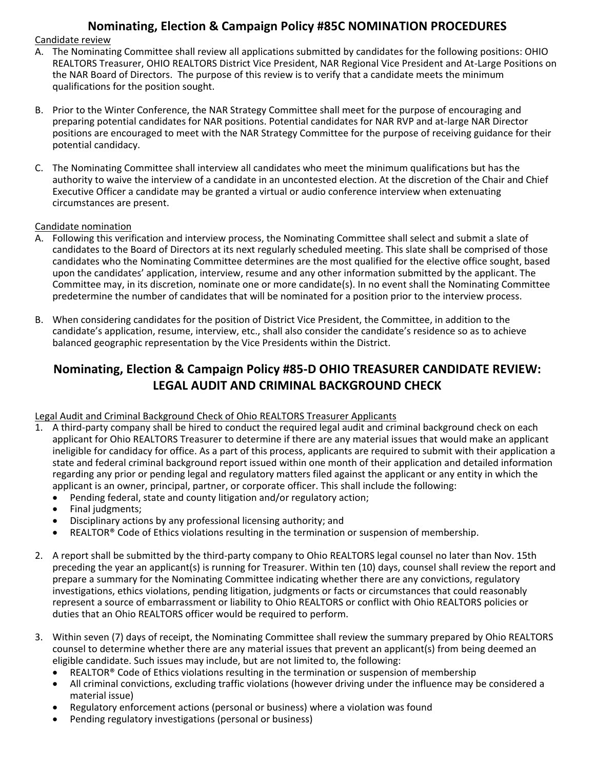## Nominating, Election & Campaign Policy #85C NOMINATION PROCEDURES

<u>Candidate review</u>

A. The Nominating Committee shall review all applications submitted by candidates for the following positions: OHIO REALTORS Treasurer, OHIO REALTORS District Vice President, NAR Regional Vice President and At-Large Positions on the NAR Board of Directors. The purpose of this review is to verify that a candidate meets the minimum qualifications for the position sought.

B. Prior to the Winter Conference, the NAR Strategy Committee shall meet for the purpose of encouraging and preparing potential candidates for NAR positions. Potential candidates for NAR RVP and at-large NAR Director positions are encouraged to meet with the NAR Strategy Committee for the purpose of receiving guidance for their potential candidacy.

C. The Nominating Committee shall interview all candidates who meet the minimum qualifications but has the authority to waive the interview of a candidate in an uncontested election. At the discretion of the Chair and Chief Executive Officer a candidate may be granted a virtual or audio conference interview when extenuating circumstances are present.

<u>Candidate nomination</u>

A. Following this verification and interview process, the Nominating Committee shall select and submit a slate of candidates to the Board of Directors at its next regularly scheduled meeting. This slate shall be comprised of those candidates who the Nominating Committee determines are the most qualified for the elective office sought, based upon the candidates' application, interview, resume and any other information submitted by the applicant. The Committee may, in its discretion, nominate one or more candidate(s). In no event shall the Nominating Committee predetermine the number of candidates that will be nominated for a position prior to the interview process.

B. When considering candidates for the position of District Vice President, the Committee, in addition to the candidate's application, resume, interview, etc., shall also consider the candidate's residence so as to achieve balanced geographic representation by the Vice Presidents within the District.

## Nominating, Election & Campaign Policy #85-D OHIO TREASURER CANDIDATE REVIEW: LEGAL AUDIT AND CRIMINAL BACKGROUND CHECK

<u>Legal Audit and Criminal Background Check of Ohio REALTORS Treasurer Applicants</u>

1. A third-party company shall be hired to conduct the required legal audit and criminal background check on each applicant for Ohio REALTORS Treasurer to determine if there are any material issues that would make an applicant ineligible for candidacy for office. As a part of this process, applicants are required to submit with their application a state and federal criminal background report issued within one month of their application and detailed information regarding any prior or pending legal and regulatory matters filed against the applicant or any entity in which the applicant is an owner, principal, partner, or corporate officer. This shall include the following:
   - Pending federal, state and county litigation and/or regulatory action;
   - Final judgments;
   - Disciplinary actions by any professional licensing authority; and
   - REALTOR® Code of Ethics violations resulting in the termination or suspension of membership.

2. A report shall be submitted by the third-party company to Ohio REALTORS legal counsel no later than Nov. 15th preceding the year an applicant(s) is running for Treasurer. Within ten (10) days, counsel shall review the report and prepare a summary for the Nominating Committee indicating whether there are any convictions, regulatory investigations, ethics violations, pending litigation, judgments or facts or circumstances that could reasonably represent a source of embarrassment or liability to Ohio REALTORS or conflict with Ohio REALTORS policies or duties that an Ohio REALTORS officer would be required to perform.

3. Within seven (7) days of receipt, the Nominating Committee shall review the summary prepared by Ohio REALTORS counsel to determine whether there are any material issues that prevent an applicant(s) from being deemed an eligible candidate. Such issues may include, but are not limited to, the following:
   - REALTOR® Code of Ethics violations resulting in the termination or suspension of membership
   - All criminal convictions, excluding traffic violations (however driving under the influence may be considered a material issue)
   - Regulatory enforcement actions (personal or business) where a violation was found
   - Pending regulatory investigations (personal or business)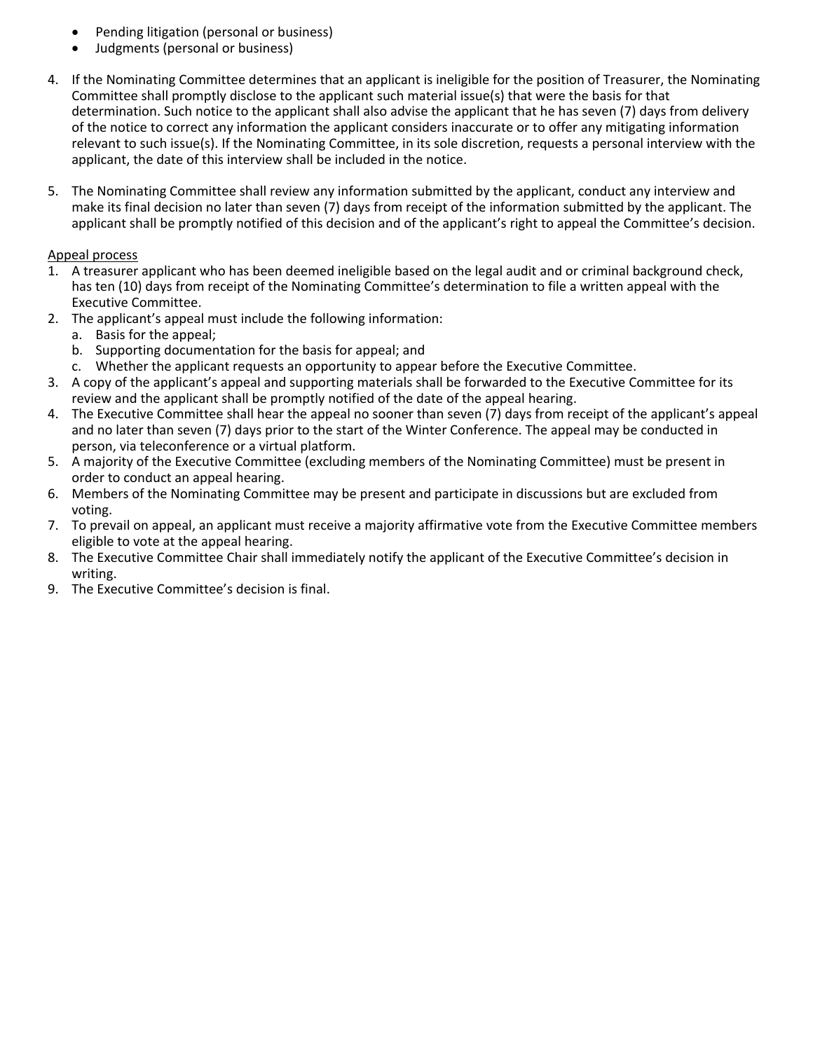- Pending litigation (personal or business)
- Judgments (personal or business)

4. If the Nominating Committee determines that an applicant is ineligible for the position of Treasurer, the Nominating Committee shall promptly disclose to the applicant such material issue(s) that were the basis for that determination. Such notice to the applicant shall also advise the applicant that he has seven (7) days from delivery of the notice to correct any information the applicant considers inaccurate or to offer any mitigating information relevant to such issue(s). If the Nominating Committee, in its sole discretion, requests a personal interview with the applicant, the date of this interview shall be included in the notice.

5. The Nominating Committee shall review any information submitted by the applicant, conduct any interview and make its final decision no later than seven (7) days from receipt of the information submitted by the applicant. The applicant shall be promptly notified of this decision and of the applicant's right to appeal the Committee's decision.

<u>Appeal process</u>

1. A treasurer applicant who has been deemed ineligible based on the legal audit and or criminal background check, has ten (10) days from receipt of the Nominating Committee's determination to file a written appeal with the Executive Committee.
2. The applicant's appeal must include the following information:
   a. Basis for the appeal;
   b. Supporting documentation for the basis for appeal; and
   c. Whether the applicant requests an opportunity to appear before the Executive Committee.
3. A copy of the applicant's appeal and supporting materials shall be forwarded to the Executive Committee for its review and the applicant shall be promptly notified of the date of the appeal hearing.
4. The Executive Committee shall hear the appeal no sooner than seven (7) days from receipt of the applicant's appeal and no later than seven (7) days prior to the start of the Winter Conference. The appeal may be conducted in person, via teleconference or a virtual platform.
5. A majority of the Executive Committee (excluding members of the Nominating Committee) must be present in order to conduct an appeal hearing.
6. Members of the Nominating Committee may be present and participate in discussions but are excluded from voting.
7. To prevail on appeal, an applicant must receive a majority affirmative vote from the Executive Committee members eligible to vote at the appeal hearing.
8. The Executive Committee Chair shall immediately notify the applicant of the Executive Committee's decision in writing.
9. The Executive Committee's decision is final.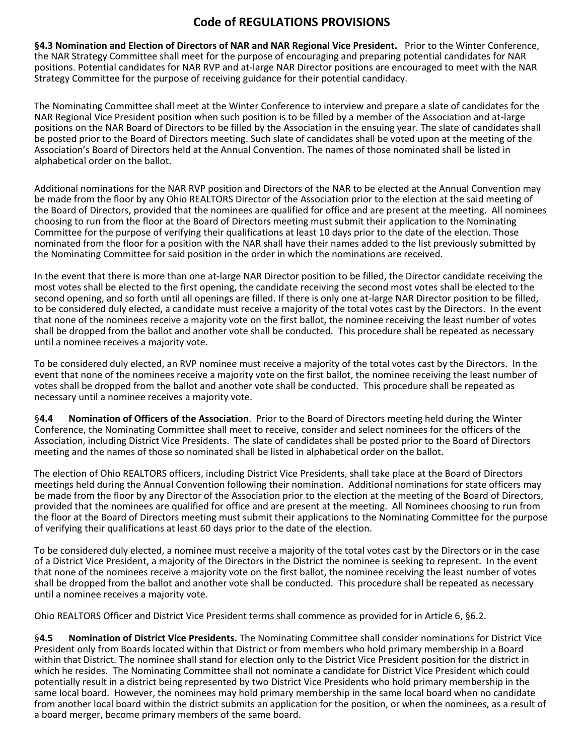# Code of REGULATIONS PROVISIONS

**§4.3 Nomination and Election of Directors of NAR and NAR Regional Vice President.** Prior to the Winter Conference, the NAR Strategy Committee shall meet for the purpose of encouraging and preparing potential candidates for NAR positions. Potential candidates for NAR RVP and at-large NAR Director positions are encouraged to meet with the NAR Strategy Committee for the purpose of receiving guidance for their potential candidacy.

The Nominating Committee shall meet at the Winter Conference to interview and prepare a slate of candidates for the NAR Regional Vice President position when such position is to be filled by a member of the Association and at-large positions on the NAR Board of Directors to be filled by the Association in the ensuing year. The slate of candidates shall be posted prior to the Board of Directors meeting. Such slate of candidates shall be voted upon at the meeting of the Association's Board of Directors held at the Annual Convention. The names of those nominated shall be listed in alphabetical order on the ballot.

Additional nominations for the NAR RVP position and Directors of the NAR to be elected at the Annual Convention may be made from the floor by any Ohio REALTORS Director of the Association prior to the election at the said meeting of the Board of Directors, provided that the nominees are qualified for office and are present at the meeting. All nominees choosing to run from the floor at the Board of Directors meeting must submit their application to the Nominating Committee for the purpose of verifying their qualifications at least 10 days prior to the date of the election. Those nominated from the floor for a position with the NAR shall have their names added to the list previously submitted by the Nominating Committee for said position in the order in which the nominations are received.

In the event that there is more than one at-large NAR Director position to be filled, the Director candidate receiving the most votes shall be elected to the first opening, the candidate receiving the second most votes shall be elected to the second opening, and so forth until all openings are filled. If there is only one at-large NAR Director position to be filled, to be considered duly elected, a candidate must receive a majority of the total votes cast by the Directors. In the event that none of the nominees receive a majority vote on the first ballot, the nominee receiving the least number of votes shall be dropped from the ballot and another vote shall be conducted. This procedure shall be repeated as necessary until a nominee receives a majority vote.

To be considered duly elected, an RVP nominee must receive a majority of the total votes cast by the Directors. In the event that none of the nominees receive a majority vote on the first ballot, the nominee receiving the least number of votes shall be dropped from the ballot and another vote shall be conducted. This procedure shall be repeated as necessary until a nominee receives a majority vote.

§**4.4 Nomination of Officers of the Association**. Prior to the Board of Directors meeting held during the Winter Conference, the Nominating Committee shall meet to receive, consider and select nominees for the officers of the Association, including District Vice Presidents. The slate of candidates shall be posted prior to the Board of Directors meeting and the names of those so nominated shall be listed in alphabetical order on the ballot.

The election of Ohio REALTORS officers, including District Vice Presidents, shall take place at the Board of Directors meetings held during the Annual Convention following their nomination. Additional nominations for state officers may be made from the floor by any Director of the Association prior to the election at the meeting of the Board of Directors, provided that the nominees are qualified for office and are present at the meeting. All Nominees choosing to run from the floor at the Board of Directors meeting must submit their applications to the Nominating Committee for the purpose of verifying their qualifications at least 60 days prior to the date of the election.

To be considered duly elected, a nominee must receive a majority of the total votes cast by the Directors or in the case of a District Vice President, a majority of the Directors in the District the nominee is seeking to represent. In the event that none of the nominees receive a majority vote on the first ballot, the nominee receiving the least number of votes shall be dropped from the ballot and another vote shall be conducted. This procedure shall be repeated as necessary until a nominee receives a majority vote.

Ohio REALTORS Officer and District Vice President terms shall commence as provided for in Article 6, §6.2.

§**4.5 Nomination of District Vice Presidents.** The Nominating Committee shall consider nominations for District Vice President only from Boards located within that District or from members who hold primary membership in a Board within that District. The nominee shall stand for election only to the District Vice President position for the district in which he resides. The Nominating Committee shall not nominate a candidate for District Vice President which could potentially result in a district being represented by two District Vice Presidents who hold primary membership in the same local board. However, the nominees may hold primary membership in the same local board when no candidate from another local board within the district submits an application for the position, or when the nominees, as a result of a board merger, become primary members of the same board.